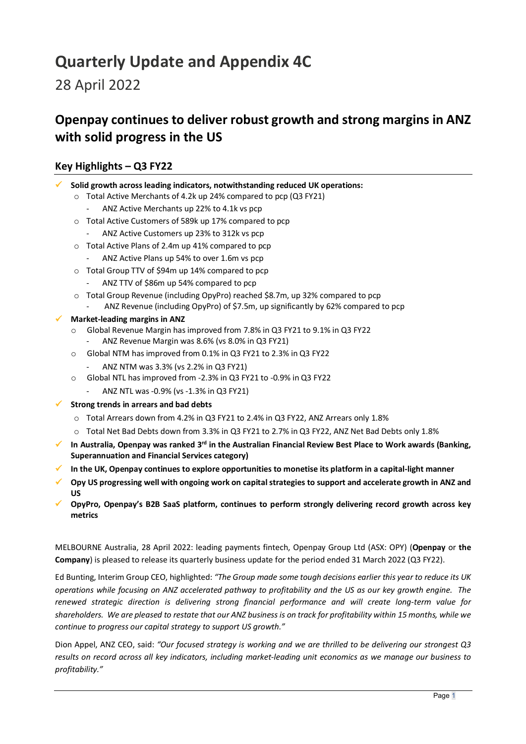# Quarterly Update and Appendix 4C

28 April 2022

## Openpay continues to deliver robust growth and strong margins in ANZ with solid progress in the US

### Key Highlights – Q3 FY22

- ✓ **Solid growth across leading indicators, notwithstanding reduced UK operations:**
  - Total Active Merchants of 4.2k up 24% compared to pcp (Q3 FY21)
    - ANZ Active Merchants up 22% to 4.1k vs pcp
  - Total Active Customers of 589k up 17% compared to pcp
    - ANZ Active Customers up 23% to 312k vs pcp
  - Total Active Plans of 2.4m up 41% compared to pcp
    - ANZ Active Plans up 54% to over 1.6m vs pcp
  - Total Group TTV of $94m up 14% compared to pcp
    - ANZ TTV of $86m up 54% compared to pcp
  - Total Group Revenue (including OpyPro) reached $8.7m, up 32% compared to pcp
    - ANZ Revenue (including OpyPro) of $7.5m, up significantly by 62% compared to pcp
- ✓ **Market-leading margins in ANZ**
  - Global Revenue Margin has improved from 7.8% in Q3 FY21 to 9.1% in Q3 FY22
    - ANZ Revenue Margin was 8.6% (vs 8.0% in Q3 FY21)
  - Global NTM has improved from 0.1% in Q3 FY21 to 2.3% in Q3 FY22
    - ANZ NTM was 3.3% (vs 2.2% in Q3 FY21)
  - Global NTL has improved from -2.3% in Q3 FY21 to -0.9% in Q3 FY22
    - ANZ NTL was -0.9% (vs -1.3% in Q3 FY21)
- ✓ **Strong trends in arrears and bad debts**
  - Total Arrears down from 4.2% in Q3 FY21 to 2.4% in Q3 FY22, ANZ Arrears only 1.8%
  - Total Net Bad Debts down from 3.3% in Q3 FY21 to 2.7% in Q3 FY22, ANZ Net Bad Debts only 1.8%
- ✓ **In Australia, Openpay was ranked 3rd in the Australian Financial Review Best Place to Work awards (Banking, Superannuation and Financial Services category)**
- ✓ **In the UK, Openpay continues to explore opportunities to monetise its platform in a capital-light manner**
- ✓ **Opy US progressing well with ongoing work on capital strategies to support and accelerate growth in ANZ and US**
- ✓ **OpyPro, Openpay's B2B SaaS platform, continues to perform strongly delivering record growth across key metrics**

MELBOURNE Australia, 28 April 2022: leading payments fintech, Openpay Group Ltd (ASX: OPY) (**Openpay** or **the Company**) is pleased to release its quarterly business update for the period ended 31 March 2022 (Q3 FY22).

Ed Bunting, Interim Group CEO, highlighted: *"The Group made some tough decisions earlier this year to reduce its UK operations while focusing on ANZ accelerated pathway to profitability and the US as our key growth engine. The renewed strategic direction is delivering strong financial performance and will create long-term value for shareholders. We are pleased to restate that our ANZ business is on track for profitability within 15 months, while we continue to progress our capital strategy to support US growth."*

Dion Appel, ANZ CEO, said: *"Our focused strategy is working and we are thrilled to be delivering our strongest Q3 results on record across all key indicators, including market-leading unit economics as we manage our business to profitability."*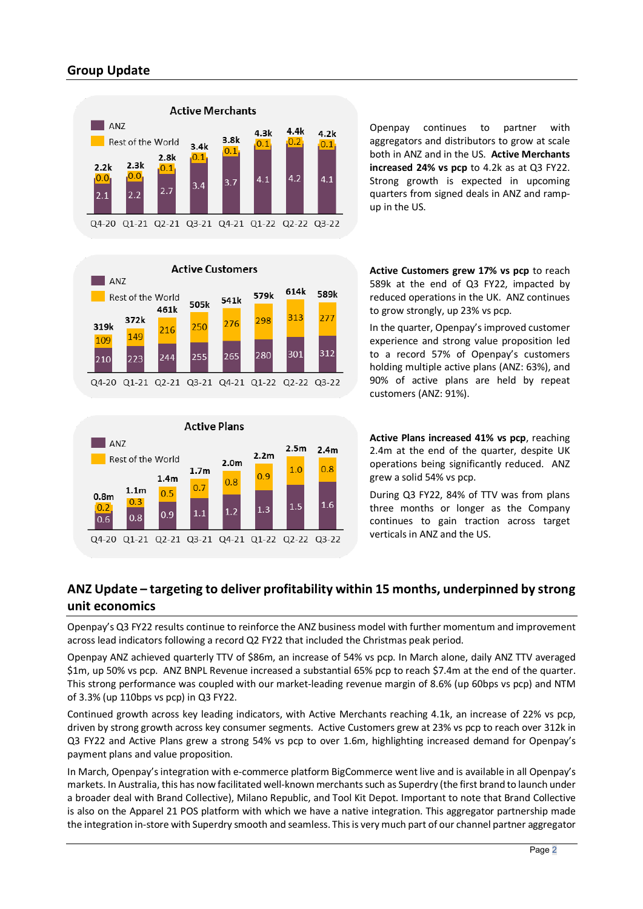## Group Update

**Active Merchants**

| | Q4-20 | Q1-21 | Q2-21 | Q3-21 | Q4-21 | Q1-22 | Q2-22 | Q3-22 |
|---|---|---|---|---|---|---|---|---|
| ANZ | 2.1 | 2.2 | 2.7 | 3.4 | 3.7 | 4.1 | 4.2 | 4.1 |
| Rest of the World | 0.0 | 0.0 | 0.1 | 0.1 | 0.1 | 0.1 | 0.2 | 0.1 |
| Total | 2.2k | 2.3k | 2.8k | 3.4k | 3.8k | 4.3k | 4.4k | 4.2k |

Openpay continues to partner with aggregators and distributors to grow at scale both in ANZ and in the US. **Active Merchants increased 24% vs pcp** to 4.2k as at Q3 FY22. Strong growth is expected in upcoming quarters from signed deals in ANZ and ramp-up in the US.

**Active Customers**

| | Q4-20 | Q1-21 | Q2-21 | Q3-21 | Q4-21 | Q1-22 | Q2-22 | Q3-22 |
|---|---|---|---|---|---|---|---|---|
| ANZ | 210 | 223 | 244 | 255 | 265 | 280 | 301 | 312 |
| Rest of the World | 109 | 149 | 216 | 250 | 276 | 298 | 313 | 277 |
| Total | 319k | 372k | 461k | 505k | 541k | 579k | 614k | 589k |

**Active Customers grew 17% vs pcp** to reach 589k at the end of Q3 FY22, impacted by reduced operations in the UK. ANZ continues to grow strongly, up 23% vs pcp.

In the quarter, Openpay's improved customer experience and strong value proposition led to a record 57% of Openpay's customers holding multiple active plans (ANZ: 63%), and 90% of active plans are held by repeat customers (ANZ: 91%).

**Active Plans**

| | Q4-20 | Q1-21 | Q2-21 | Q3-21 | Q4-21 | Q1-22 | Q2-22 | Q3-22 |
|---|---|---|---|---|---|---|---|---|
| ANZ | 0.6 | 0.8 | 0.9 | 1.1 | 1.2 | 1.3 | 1.5 | 1.6 |
| Rest of the World | 0.2 | 0.3 | 0.5 | 0.7 | 0.8 | 0.9 | 1.0 | 0.8 |
| Total | 0.8m | 1.1m | 1.4m | 1.7m | 2.0m | 2.2m | 2.5m | 2.4m |

**Active Plans increased 41% vs pcp**, reaching 2.4m at the end of the quarter, despite UK operations being significantly reduced. ANZ grew a solid 54% vs pcp.

During Q3 FY22, 84% of TTV was from plans three months or longer as the Company continues to gain traction across target verticals in ANZ and the US.

## ANZ Update – targeting to deliver profitability within 15 months, underpinned by strong unit economics

Openpay's Q3 FY22 results continue to reinforce the ANZ business model with further momentum and improvement across lead indicators following a record Q2 FY22 that included the Christmas peak period.

Openpay ANZ achieved quarterly TTV of $86m, an increase of 54% vs pcp. In March alone, daily ANZ TTV averaged $1m, up 50% vs pcp. ANZ BNPL Revenue increased a substantial 65% pcp to reach $7.4m at the end of the quarter. This strong performance was coupled with our market-leading revenue margin of 8.6% (up 60bps vs pcp) and NTM of 3.3% (up 110bps vs pcp) in Q3 FY22.

Continued growth across key leading indicators, with Active Merchants reaching 4.1k, an increase of 22% vs pcp, driven by strong growth across key consumer segments. Active Customers grew at 23% vs pcp to reach over 312k in Q3 FY22 and Active Plans grew a strong 54% vs pcp to over 1.6m, highlighting increased demand for Openpay's payment plans and value proposition.

In March, Openpay's integration with e-commerce platform BigCommerce went live and is available in all Openpay's markets. In Australia, this has now facilitated well-known merchants such as Superdry (the first brand to launch under a broader deal with Brand Collective), Milano Republic, and Tool Kit Depot. Important to note that Brand Collective is also on the Apparel 21 POS platform with which we have a native integration. This aggregator partnership made the integration in-store with Superdry smooth and seamless. This is very much part of our channel partner aggregator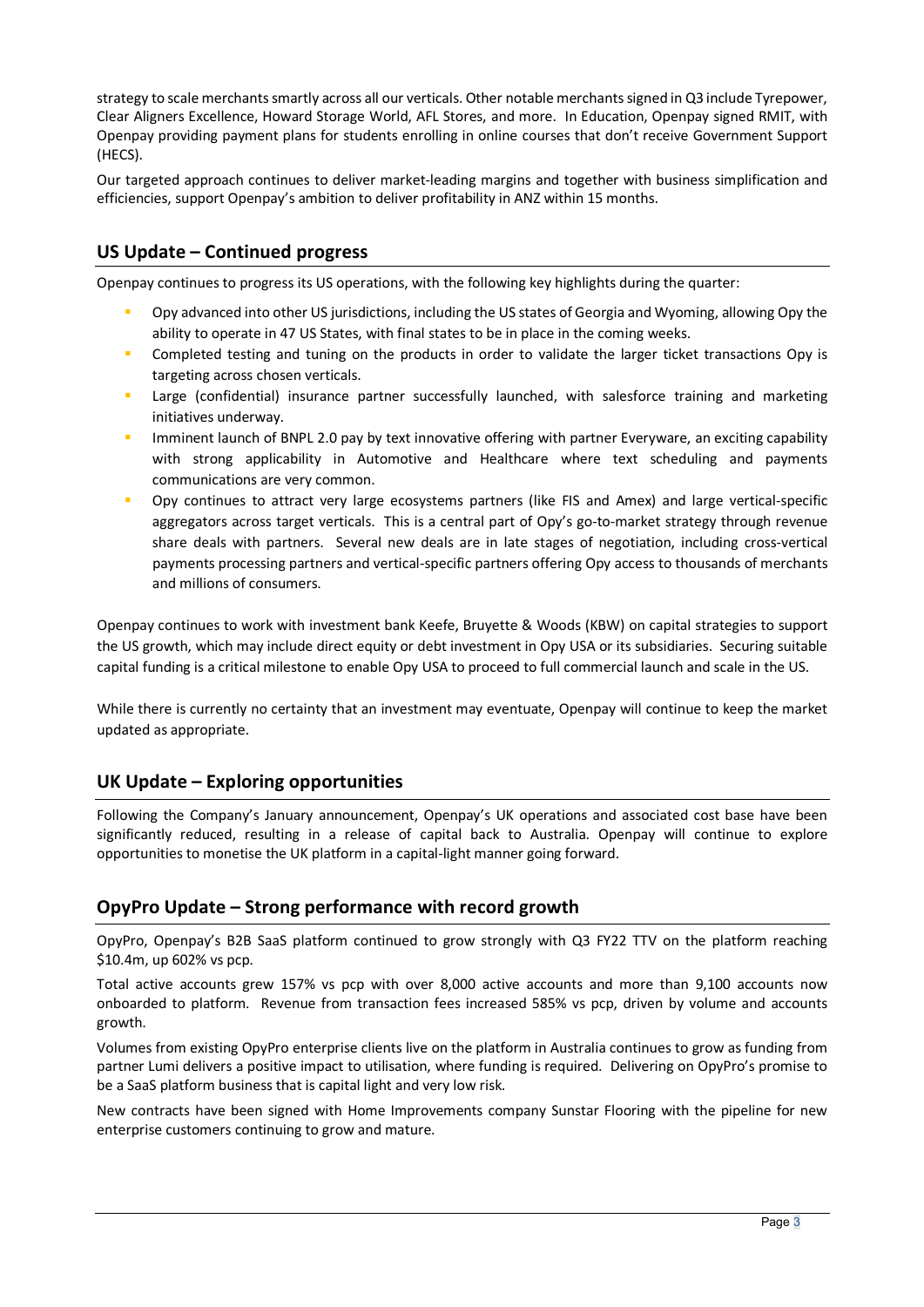strategy to scale merchants smartly across all our verticals. Other notable merchants signed in Q3 include Tyrepower, Clear Aligners Excellence, Howard Storage World, AFL Stores, and more. In Education, Openpay signed RMIT, with Openpay providing payment plans for students enrolling in online courses that don't receive Government Support (HECS).

Our targeted approach continues to deliver market-leading margins and together with business simplification and efficiencies, support Openpay's ambition to deliver profitability in ANZ within 15 months.

## US Update – Continued progress

Openpay continues to progress its US operations, with the following key highlights during the quarter:

- Opy advanced into other US jurisdictions, including the US states of Georgia and Wyoming, allowing Opy the ability to operate in 47 US States, with final states to be in place in the coming weeks.
- Completed testing and tuning on the products in order to validate the larger ticket transactions Opy is targeting across chosen verticals.
- Large (confidential) insurance partner successfully launched, with salesforce training and marketing initiatives underway.
- Imminent launch of BNPL 2.0 pay by text innovative offering with partner Everyware, an exciting capability with strong applicability in Automotive and Healthcare where text scheduling and payments communications are very common.
- Opy continues to attract very large ecosystems partners (like FIS and Amex) and large vertical-specific aggregators across target verticals. This is a central part of Opy's go-to-market strategy through revenue share deals with partners. Several new deals are in late stages of negotiation, including cross-vertical payments processing partners and vertical-specific partners offering Opy access to thousands of merchants and millions of consumers.

Openpay continues to work with investment bank Keefe, Bruyette & Woods (KBW) on capital strategies to support the US growth, which may include direct equity or debt investment in Opy USA or its subsidiaries. Securing suitable capital funding is a critical milestone to enable Opy USA to proceed to full commercial launch and scale in the US.

While there is currently no certainty that an investment may eventuate, Openpay will continue to keep the market updated as appropriate.

## UK Update – Exploring opportunities

Following the Company's January announcement, Openpay's UK operations and associated cost base have been significantly reduced, resulting in a release of capital back to Australia. Openpay will continue to explore opportunities to monetise the UK platform in a capital-light manner going forward.

## OpyPro Update – Strong performance with record growth

OpyPro, Openpay's B2B SaaS platform continued to grow strongly with Q3 FY22 TTV on the platform reaching $10.4m, up 602% vs pcp.

Total active accounts grew 157% vs pcp with over 8,000 active accounts and more than 9,100 accounts now onboarded to platform. Revenue from transaction fees increased 585% vs pcp, driven by volume and accounts growth.

Volumes from existing OpyPro enterprise clients live on the platform in Australia continues to grow as funding from partner Lumi delivers a positive impact to utilisation, where funding is required. Delivering on OpyPro's promise to be a SaaS platform business that is capital light and very low risk.

New contracts have been signed with Home Improvements company Sunstar Flooring with the pipeline for new enterprise customers continuing to grow and mature.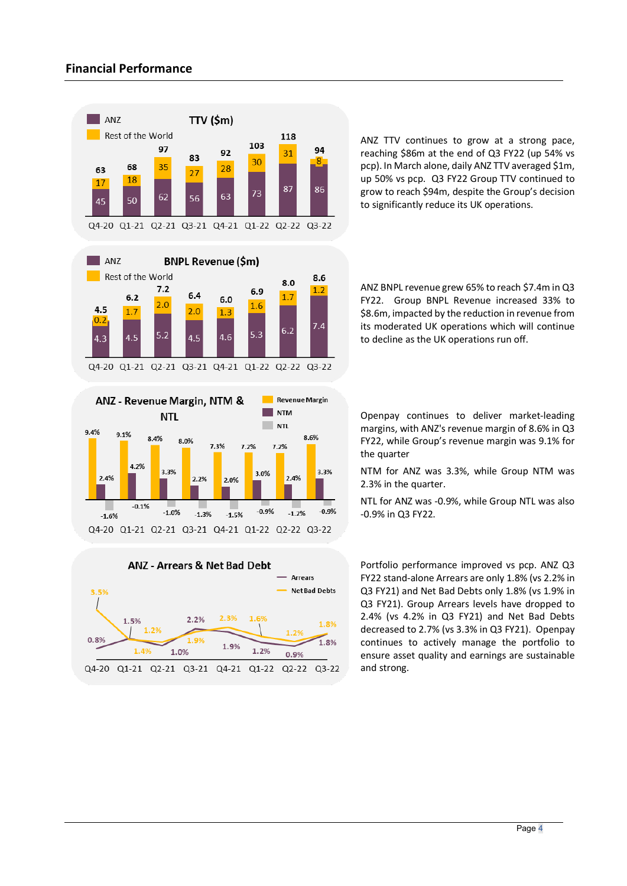## Financial Performance

**TTV ($m)**

| | Q4-20 | Q1-21 | Q2-21 | Q3-21 | Q4-21 | Q1-22 | Q2-22 | Q3-22 |
|---|---|---|---|---|---|---|---|---|
| ANZ | 45 | 50 | 62 | 56 | 63 | 73 | 87 | 86 |
| Rest of the World | 17 | 18 | 35 | 27 | 28 | 30 | 31 | 8 |
| Total | 63 | 68 | 97 | 83 | 92 | 103 | 118 | 94 |

ANZ TTV continues to grow at a strong pace, reaching $86m at the end of Q3 FY22 (up 54% vs pcp). In March alone, daily ANZ TTV averaged $1m, up 50% vs pcp. Q3 FY22 Group TTV continued to grow to reach $94m, despite the Group's decision to significantly reduce its UK operations.

**BNPL Revenue ($m)**

| | Q4-20 | Q1-21 | Q2-21 | Q3-21 | Q4-21 | Q1-22 | Q2-22 | Q3-22 |
|---|---|---|---|---|---|---|---|---|
| ANZ | 4.3 | 4.5 | 5.2 | 4.5 | 4.6 | 5.3 | 6.2 | 7.4 |
| Rest of the World | 0.2 | 1.7 | 2.0 | 2.0 | 1.3 | 1.6 | 1.7 | 1.2 |
| Total | 4.5 | 6.2 | 7.2 | 6.4 | 6.0 | 6.9 | 8.0 | 8.6 |

ANZ BNPL revenue grew 65% to reach $7.4m in Q3 FY22. Group BNPL Revenue increased 33% to $8.6m, impacted by the reduction in revenue from its moderated UK operations which will continue to decline as the UK operations run off.

**ANZ - Revenue Margin, NTM & NTL**

| | Q4-20 | Q1-21 | Q2-21 | Q3-21 | Q4-21 | Q1-22 | Q2-22 | Q3-22 |
|---|---|---|---|---|---|---|---|---|
| Revenue Margin | 9.4% | 9.1% | 8.4% | 8.0% | 7.3% | 7.2% | 7.2% | 8.6% |
| NTM | 2.4% | 4.2% | 3.3% | 2.2% | 2.0% | 3.0% | 2.4% | 3.3% |
| NTL | -1.6% | -0.1% | -1.0% | -1.3% | -1.5% | -0.9% | -1.2% | -0.9% |

Openpay continues to deliver market-leading margins, with ANZ's revenue margin of 8.6% in Q3 FY22, while Group's revenue margin was 9.1% for the quarter

NTM for ANZ was 3.3%, while Group NTM was 2.3% in the quarter.

NTL for ANZ was -0.9%, while Group NTL was also -0.9% in Q3 FY22.

**ANZ - Arrears & Net Bad Debt**

| | Q4-20 | Q1-21 | Q2-21 | Q3-21 | Q4-21 | Q1-22 | Q2-22 | Q3-22 |
|---|---|---|---|---|---|---|---|---|
| Arrears | 0.8% | 1.5% | 1.4% | 2.2% | 1.9% | 1.2% | 0.9% | 1.8% |
| Net Bad Debts | 3.5% | 1.2% | 1.0% | 1.9% | 2.3% | 1.6% | 1.2% | 1.8% |

Portfolio performance improved vs pcp. ANZ Q3 FY22 stand-alone Arrears are only 1.8% (vs 2.2% in Q3 FY21) and Net Bad Debts only 1.8% (vs 1.9% in Q3 FY21). Group Arrears levels have dropped to 2.4% (vs 4.2% in Q3 FY21) and Net Bad Debts decreased to 2.7% (vs 3.3% in Q3 FY21). Openpay continues to actively manage the portfolio to ensure asset quality and earnings are sustainable and strong.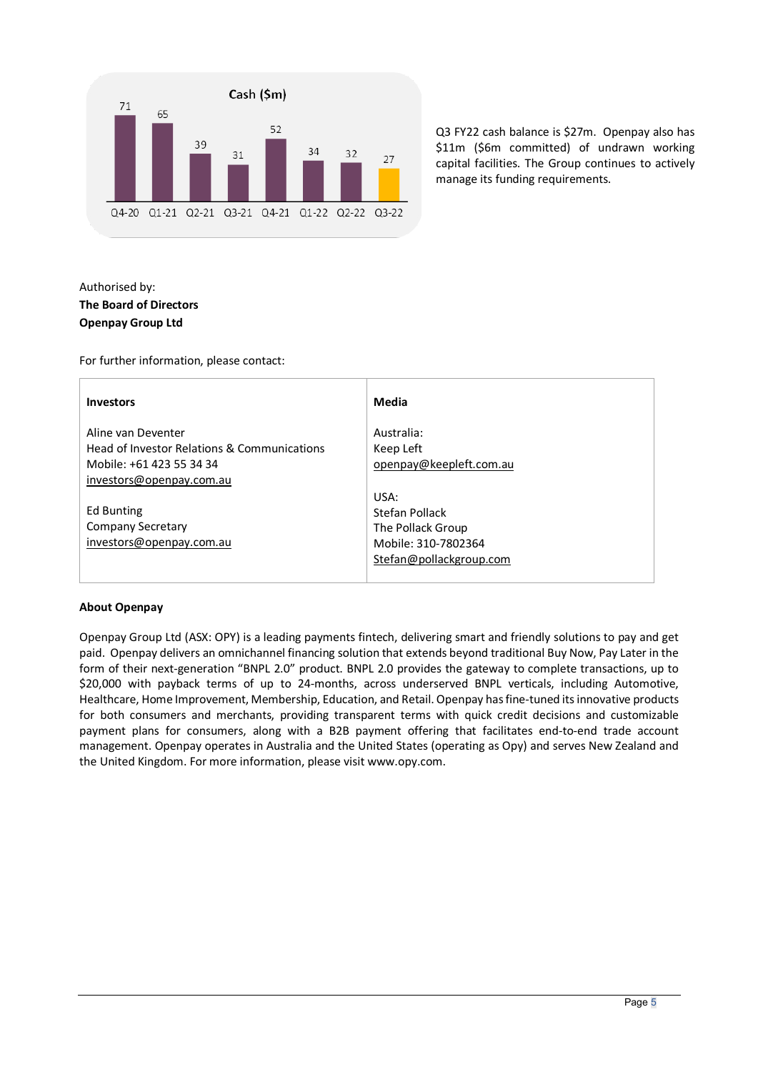**Cash ($m)**

| Q4-20 | Q1-21 | Q2-21 | Q3-21 | Q4-21 | Q1-22 | Q2-22 | Q3-22 |
|---|---|---|---|---|---|---|---|
| 71 | 65 | 39 | 31 | 52 | 34 | 32 | 27 |

Q3 FY22 cash balance is $27m. Openpay also has $11m ($6m committed) of undrawn working capital facilities. The Group continues to actively manage its funding requirements.

Authorised by:
**The Board of Directors**
**Openpay Group Ltd**

For further information, please contact:

| **Investors** | **Media** |
|---|---|
| Aline van Deventer<br>Head of Investor Relations & Communications<br>Mobile: +61 423 55 34 34<br>investors@openpay.com.au<br><br>Ed Bunting<br>Company Secretary<br>investors@openpay.com.au | Australia:<br>Keep Left<br>openpay@keepleft.com.au<br><br>USA:<br>Stefan Pollack<br>The Pollack Group<br>Mobile: 310-7802364<br>Stefan@pollackgroup.com |

**About Openpay**

Openpay Group Ltd (ASX: OPY) is a leading payments fintech, delivering smart and friendly solutions to pay and get paid. Openpay delivers an omnichannel financing solution that extends beyond traditional Buy Now, Pay Later in the form of their next-generation "BNPL 2.0" product. BNPL 2.0 provides the gateway to complete transactions, up to $20,000 with payback terms of up to 24-months, across underserved BNPL verticals, including Automotive, Healthcare, Home Improvement, Membership, Education, and Retail. Openpay has fine-tuned its innovative products for both consumers and merchants, providing transparent terms with quick credit decisions and customizable payment plans for consumers, along with a B2B payment offering that facilitates end-to-end trade account management. Openpay operates in Australia and the United States (operating as Opy) and serves New Zealand and the United Kingdom. For more information, please visit www.opy.com.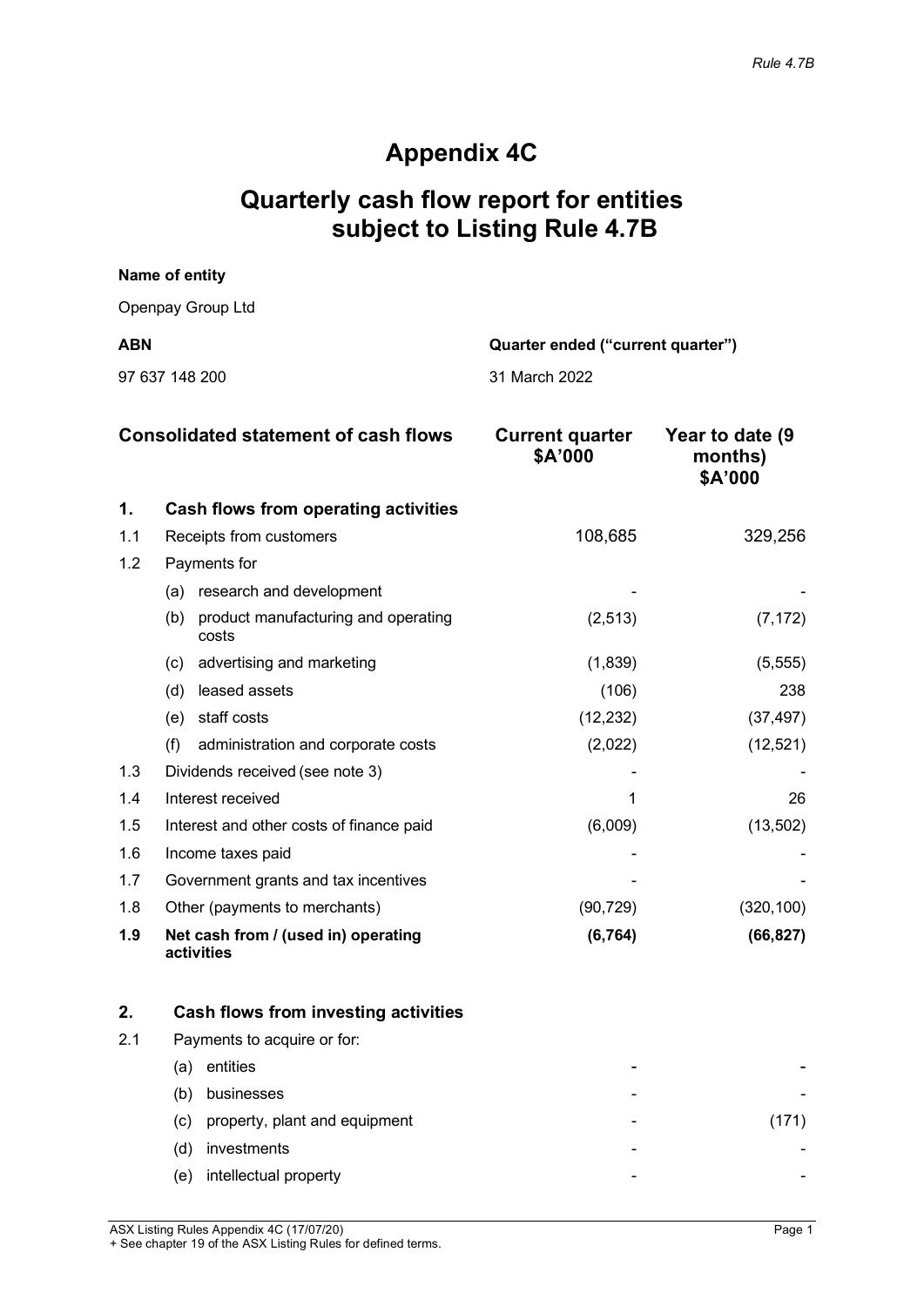# Appendix 4C

# Quarterly cash flow report for entities subject to Listing Rule 4.7B

**Name of entity**

Openpay Group Ltd

| **ABN** | **Quarter ended ("current quarter")** |
|---|---|
| 97 637 148 200 | 31 March 2022 |

| | **Consolidated statement of cash flows** | **Current quarter \$A'000** | **Year to date (9 months) \$A'000** |
|---|---|---|---|
| **1.** | **Cash flows from operating activities** | | |
| 1.1 | Receipts from customers | 108,685 | 329,256 |
| 1.2 | Payments for | | |
| | (a) research and development | - | - |
| | (b) product manufacturing and operating costs | (2,513) | (7,172) |
| | (c) advertising and marketing | (1,839) | (5,555) |
| | (d) leased assets | (106) | 238 |
| | (e) staff costs | (12,232) | (37,497) |
| | (f) administration and corporate costs | (2,022) | (12,521) |
| 1.3 | Dividends received (see note 3) | - | - |
| 1.4 | Interest received | 1 | 26 |
| 1.5 | Interest and other costs of finance paid | (6,009) | (13,502) |
| 1.6 | Income taxes paid | - | - |
| 1.7 | Government grants and tax incentives | - | - |
| 1.8 | Other (payments to merchants) | (90,729) | (320,100) |
| **1.9** | **Net cash from / (used in) operating activities** | **(6,764)** | **(66,827)** |
| | | | |
| **2.** | **Cash flows from investing activities** | | |
| 2.1 | Payments to acquire or for: | | |
| | (a) entities | - | - |
| | (b) businesses | - | - |
| | (c) property, plant and equipment | - | (171) |
| | (d) investments | - | - |
| | (e) intellectual property | - | - |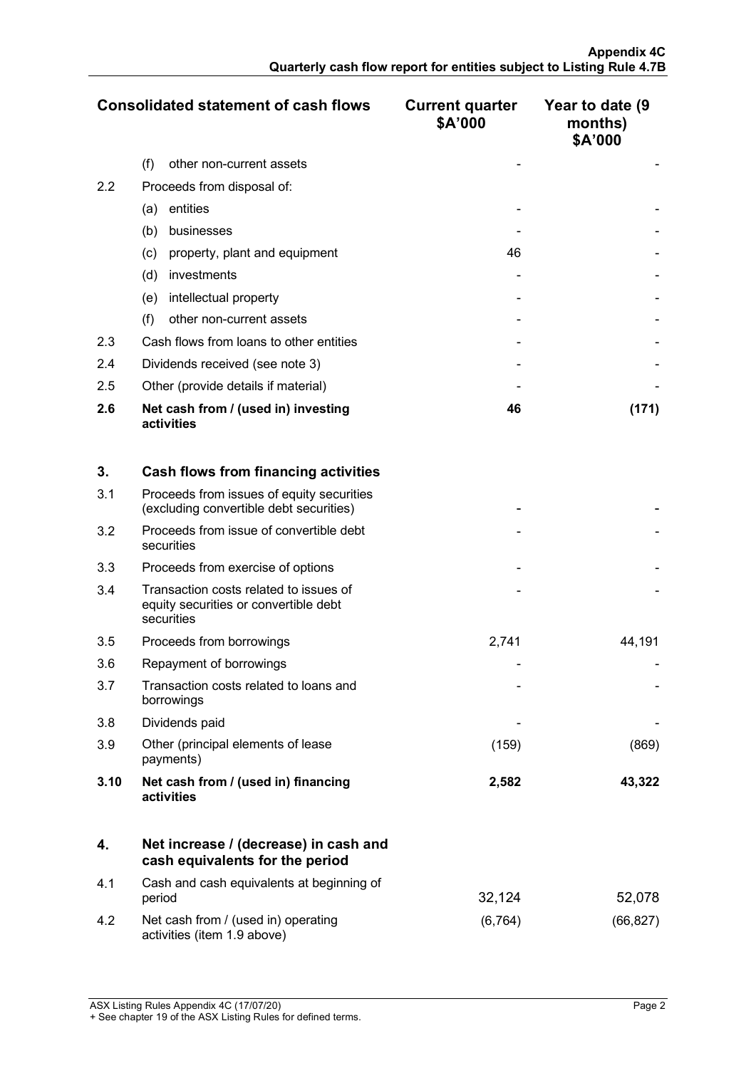| | Consolidated statement of cash flows | Current quarter $A'000 | Year to date (9 months) $A'000 |
|---|---|---|---|
| | (f) other non-current assets | - | - |
| 2.2 | Proceeds from disposal of: | | |
| | (a) entities | - | - |
| | (b) businesses | - | - |
| | (c) property, plant and equipment | 46 | - |
| | (d) investments | - | - |
| | (e) intellectual property | - | - |
| | (f) other non-current assets | - | - |
| 2.3 | Cash flows from loans to other entities | - | - |
| 2.4 | Dividends received (see note 3) | - | - |
| 2.5 | Other (provide details if material) | - | - |
| **2.6** | **Net cash from / (used in) investing activities** | **46** | **(171)** |
| | | | |
| **3.** | **Cash flows from financing activities** | | |
| 3.1 | Proceeds from issues of equity securities (excluding convertible debt securities) | - | - |
| 3.2 | Proceeds from issue of convertible debt securities | - | - |
| 3.3 | Proceeds from exercise of options | - | - |
| 3.4 | Transaction costs related to issues of equity securities or convertible debt securities | - | - |
| 3.5 | Proceeds from borrowings | 2,741 | 44,191 |
| 3.6 | Repayment of borrowings | - | - |
| 3.7 | Transaction costs related to loans and borrowings | - | - |
| 3.8 | Dividends paid | - | - |
| 3.9 | Other (principal elements of lease payments) | (159) | (869) |
| **3.10** | **Net cash from / (used in) financing activities** | **2,582** | **43,322** |
| | | | |
| **4.** | **Net increase / (decrease) in cash and cash equivalents for the period** | | |
| 4.1 | Cash and cash equivalents at beginning of period | 32,124 | 52,078 |
| 4.2 | Net cash from / (used in) operating activities (item 1.9 above) | (6,764) | (66,827) |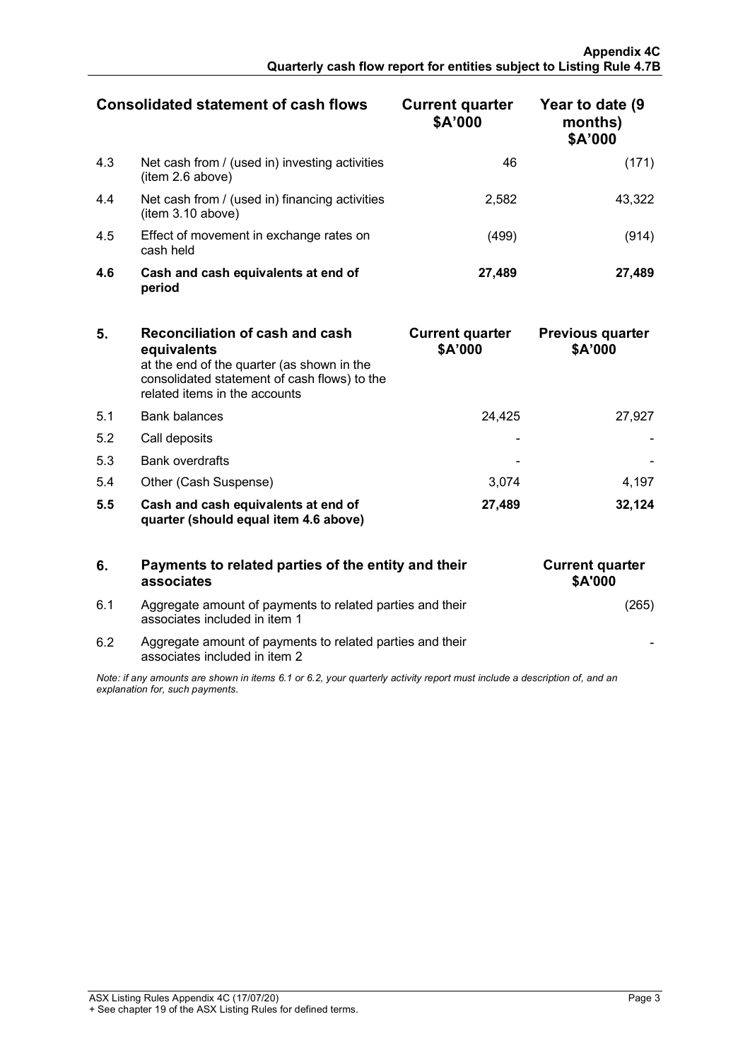| | Consolidated statement of cash flows | Current quarter $A'000 | Year to date (9 months) $A'000 |
|---|---|---|---|
| 4.3 | Net cash from / (used in) investing activities (item 2.6 above) | 46 | (171) |
| 4.4 | Net cash from / (used in) financing activities (item 3.10 above) | 2,582 | 43,322 |
| 4.5 | Effect of movement in exchange rates on cash held | (499) | (914) |
| **4.6** | **Cash and cash equivalents at end of period** | **27,489** | **27,489** |

| **5.** | **Reconciliation of cash and cash equivalents** at the end of the quarter (as shown in the consolidated statement of cash flows) to the related items in the accounts | **Current quarter $A'000** | **Previous quarter $A'000** |
|---|---|---|---|
| 5.1 | Bank balances | 24,425 | 27,927 |
| 5.2 | Call deposits | - | - |
| 5.3 | Bank overdrafts | - | - |
| 5.4 | Other (Cash Suspense) | 3,074 | 4,197 |
| **5.5** | **Cash and cash equivalents at end of quarter (should equal item 4.6 above)** | **27,489** | **32,124** |

| **6.** | **Payments to related parties of the entity and their associates** | **Current quarter $A'000** |
|---|---|---|
| 6.1 | Aggregate amount of payments to related parties and their associates included in item 1 | (265) |
| 6.2 | Aggregate amount of payments to related parties and their associates included in item 2 | - |

*Note: if any amounts are shown in items 6.1 or 6.2, your quarterly activity report must include a description of, and an explanation for, such payments.*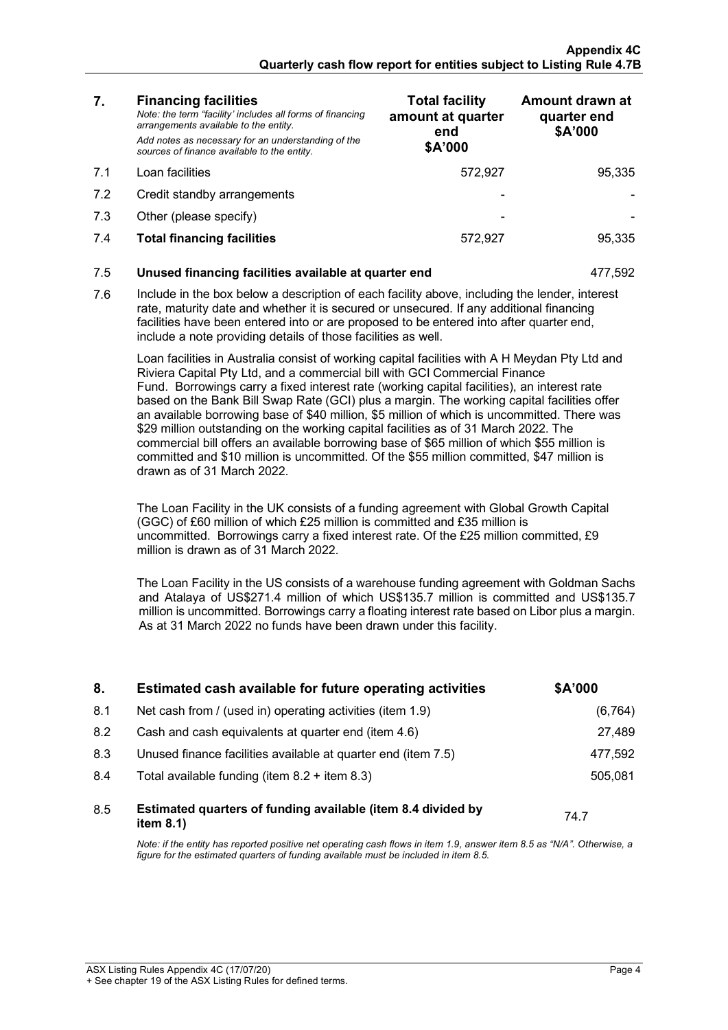| 7. | **Financing facilities**<br>*Note: the term "facility' includes all forms of financing arrangements available to the entity.*<br>*Add notes as necessary for an understanding of the sources of finance available to the entity.* | **Total facility amount at quarter end**<br>**\$A'000** | **Amount drawn at quarter end**<br>**\$A'000** |
|---|---|---|---|
| 7.1 | Loan facilities | 572,927 | 95,335 |
| 7.2 | Credit standby arrangements | - | - |
| 7.3 | Other (please specify) | - | - |
| 7.4 | **Total financing facilities** | 572,927 | 95,335 |

| | | |
|---|---|---|
| 7.5 | **Unused financing facilities available at quarter end** | 477,592 |

7.6 Include in the box below a description of each facility above, including the lender, interest rate, maturity date and whether it is secured or unsecured. If any additional financing facilities have been entered into or are proposed to be entered into after quarter end, include a note providing details of those facilities as well.

Loan facilities in Australia consist of working capital facilities with A H Meydan Pty Ltd and Riviera Capital Pty Ltd, and a commercial bill with GCI Commercial Finance Fund. Borrowings carry a fixed interest rate (working capital facilities), an interest rate based on the Bank Bill Swap Rate (GCI) plus a margin. The working capital facilities offer an available borrowing base of \$40 million, \$5 million of which is uncommitted. There was \$29 million outstanding on the working capital facilities as of 31 March 2022. The commercial bill offers an available borrowing base of \$65 million of which \$55 million is committed and \$10 million is uncommitted. Of the \$55 million committed, \$47 million is drawn as of 31 March 2022.

The Loan Facility in the UK consists of a funding agreement with Global Growth Capital (GGC) of £60 million of which £25 million is committed and £35 million is uncommitted. Borrowings carry a fixed interest rate. Of the £25 million committed, £9 million is drawn as of 31 March 2022.

The Loan Facility in the US consists of a warehouse funding agreement with Goldman Sachs and Atalaya of US\$271.4 million of which US\$135.7 million is committed and US\$135.7 million is uncommitted. Borrowings carry a floating interest rate based on Libor plus a margin. As at 31 March 2022 no funds have been drawn under this facility.

| 8. | **Estimated cash available for future operating activities** | **\$A'000** |
|---|---|---|
| 8.1 | Net cash from / (used in) operating activities (item 1.9) | (6,764) |
| 8.2 | Cash and cash equivalents at quarter end (item 4.6) | 27,489 |
| 8.3 | Unused finance facilities available at quarter end (item 7.5) | 477,592 |
| 8.4 | Total available funding (item 8.2 + item 8.3) | 505,081 |
| 8.5 | **Estimated quarters of funding available (item 8.4 divided by item 8.1)** | 74.7 |

*Note: if the entity has reported positive net operating cash flows in item 1.9, answer item 8.5 as "N/A". Otherwise, a figure for the estimated quarters of funding available must be included in item 8.5.*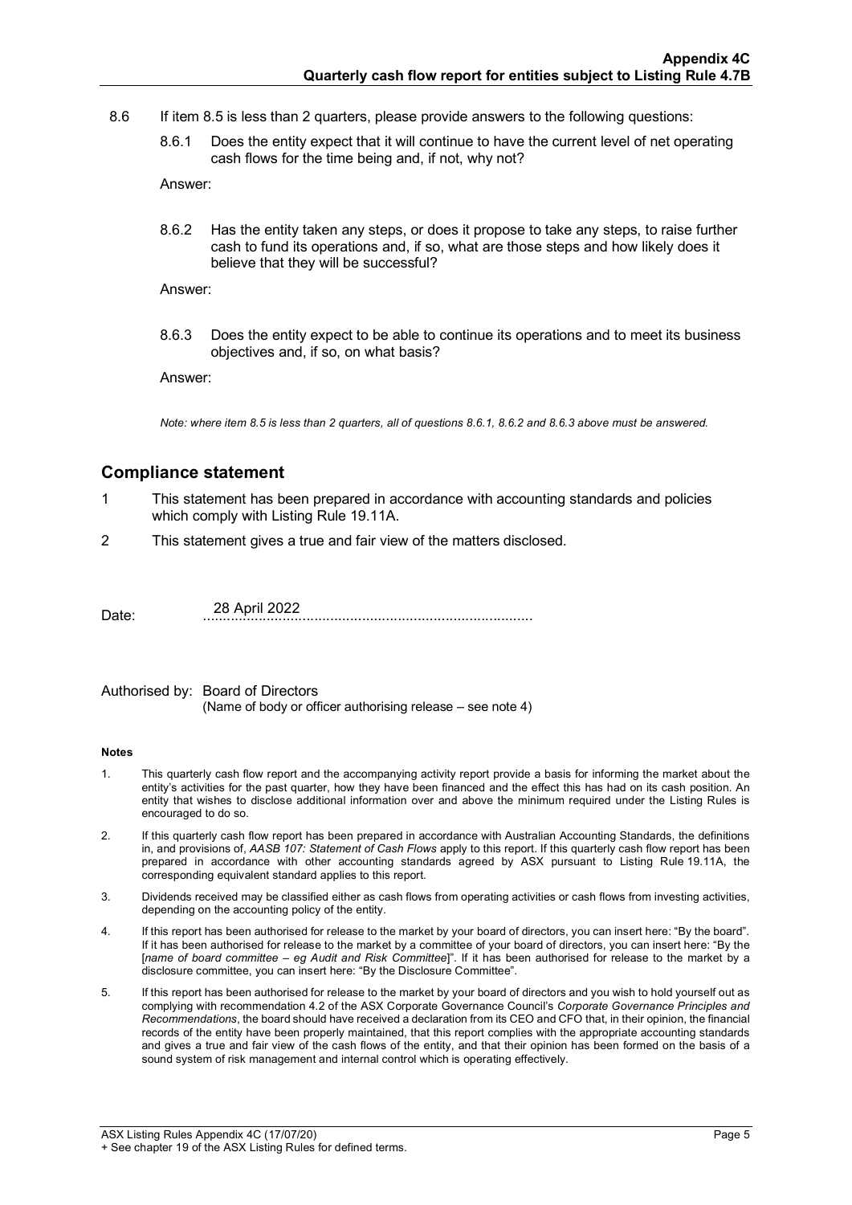8.6 If item 8.5 is less than 2 quarters, please provide answers to the following questions:

8.6.1 Does the entity expect that it will continue to have the current level of net operating cash flows for the time being and, if not, why not?

Answer:

8.6.2 Has the entity taken any steps, or does it propose to take any steps, to raise further cash to fund its operations and, if so, what are those steps and how likely does it believe that they will be successful?

Answer:

8.6.3 Does the entity expect to be able to continue its operations and to meet its business objectives and, if so, on what basis?

Answer:

*Note: where item 8.5 is less than 2 quarters, all of questions 8.6.1, 8.6.2 and 8.6.3 above must be answered.*

## Compliance statement

1 This statement has been prepared in accordance with accounting standards and policies which comply with Listing Rule 19.11A.

2 This statement gives a true and fair view of the matters disclosed.

Date: 28 April 2022

Authorised by: Board of Directors
(Name of body or officer authorising release – see note 4)

**Notes**

1. This quarterly cash flow report and the accompanying activity report provide a basis for informing the market about the entity's activities for the past quarter, how they have been financed and the effect this has had on its cash position. An entity that wishes to disclose additional information over and above the minimum required under the Listing Rules is encouraged to do so.
2. If this quarterly cash flow report has been prepared in accordance with Australian Accounting Standards, the definitions in, and provisions of, *AASB 107: Statement of Cash Flows* apply to this report. If this quarterly cash flow report has been prepared in accordance with other accounting standards agreed by ASX pursuant to Listing Rule 19.11A, the corresponding equivalent standard applies to this report.
3. Dividends received may be classified either as cash flows from operating activities or cash flows from investing activities, depending on the accounting policy of the entity.
4. If this report has been authorised for release to the market by your board of directors, you can insert here: "By the board". If it has been authorised for release to the market by a committee of your board of directors, you can insert here: "By the [*name of board committee – eg Audit and Risk Committee*]". If it has been authorised for release to the market by a disclosure committee, you can insert here: "By the Disclosure Committee".
5. If this report has been authorised for release to the market by your board of directors and you wish to hold yourself out as complying with recommendation 4.2 of the ASX Corporate Governance Council's *Corporate Governance Principles and Recommendations*, the board should have received a declaration from its CEO and CFO that, in their opinion, the financial records of the entity have been properly maintained, that this report complies with the appropriate accounting standards and gives a true and fair view of the cash flows of the entity, and that their opinion has been formed on the basis of a sound system of risk management and internal control which is operating effectively.